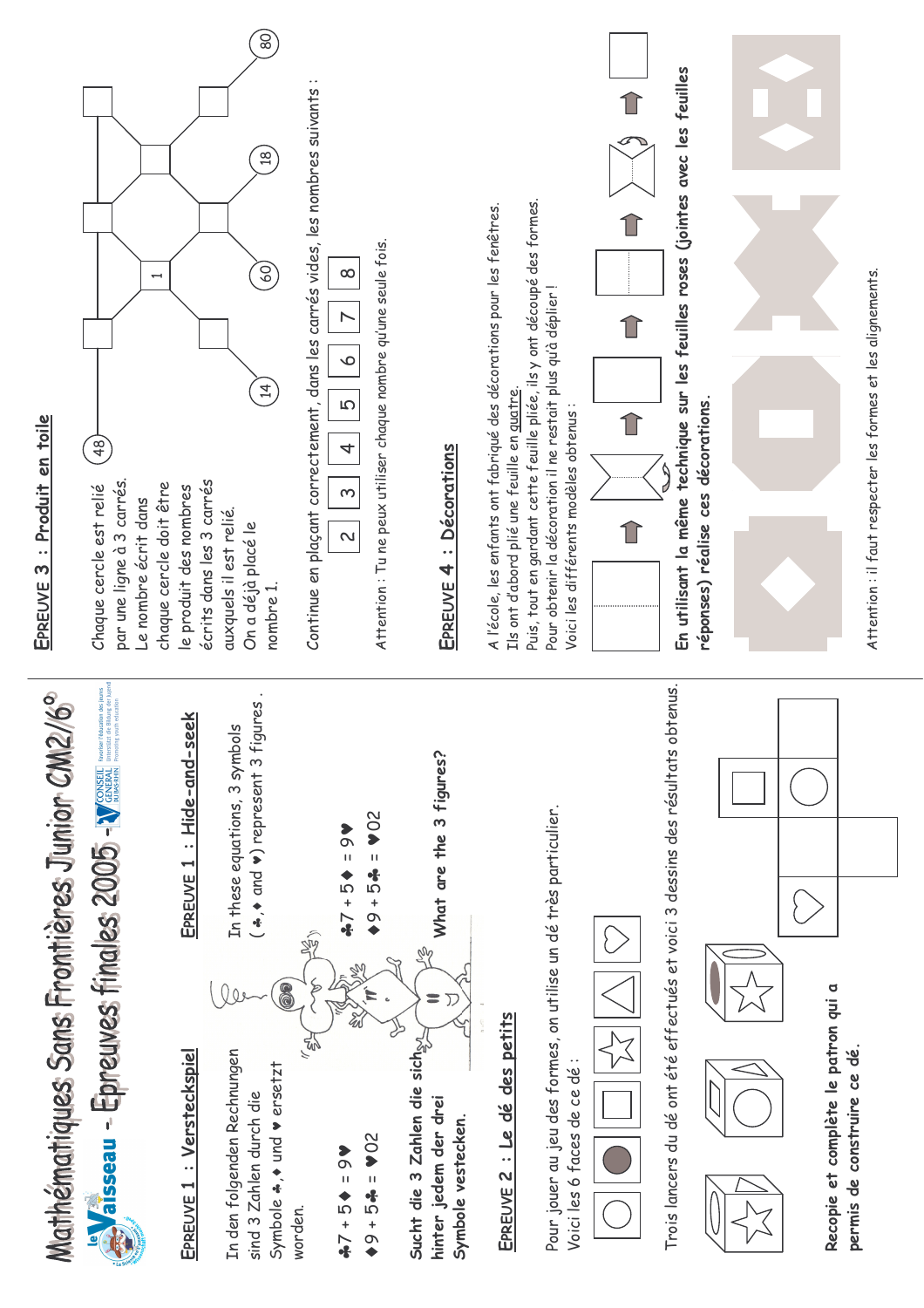# Mathématiques Sans Frontières Junior CM2/6° - Épreuves finales 2005 - Vaisseau

## Épreuve 1 : Versteckspiel

In den folgenden Rechnungen sind 3 Zahlen durch die Symbole ♣, ♦ und ♥ ersetzt worden.

♣7 + 5♦ = 9♥

♦9 + 5♣ = ♥02

**Sucht die 3 Zahlen die sich hinter jedem der drei Symbole verstecken.**

## Épreuve 1 : Hide-and-seek

In these equations, 3 symbols (♣, ♦ and ♥) represent 3 figures.

♣7 + 5♦ = 9♥

♦9 + 5♣ = ♥02

**What are the 3 figures?**

## Épreuve 2 : Le dé des petits

Pour jouer au jeu des formes, on utilise un dé très particulier.

Voici les 6 faces de ce dé :

Trois lancers du dé ont été effectués et voici 3 dessins des résultats obtenus.

**Recopie et complète le patron qui a permis de construire ce dé.**

## Épreuve 3 : Produit en toile

Chaque cercle est relié par une ligne à 3 carrés. Le nombre écrit dans chaque cercle doit être le produit des nombres écrits dans les 3 carrés auxquels il est relié. On a déjà placé le nombre 1.

48 — 14 — 60 — 18 — 80

Continue en plaçant correctement, dans les carrés vides, les nombres suivants :

2 3 4 5 6 7 8

Attention : Tu ne peux utiliser chaque nombre qu'une seule fois.

## Épreuve 4 : Décorations

A l'école, les enfants ont fabriqué des décorations pour les fenêtres. Ils ont d'abord plié une feuille en quatre.

Puis, tout en gardant cette feuille pliée, ils y ont découpé des formes. Pour obtenir la décoration il ne restait plus qu'à déplier !

Voici les différents modèles obtenus :

**En utilisant la même technique sur les feuilles roses (jointes avec les feuilles réponses) réalise ces décorations.**

Attention : il faut respecter les formes et les alignements.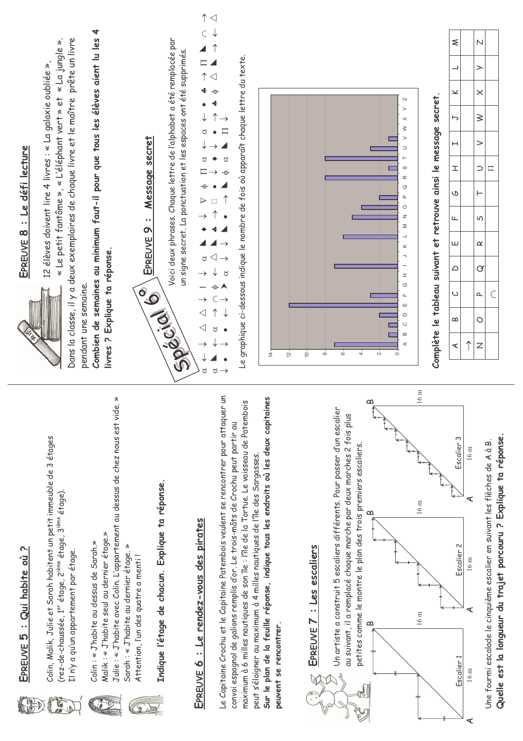## Epreuve 5 : Qui habite où ?

Colin, Malik, Julie et Sarah habitent un petit immeuble de 3 étages (rez-de-chaussée, 1er étage, 2ième étage, 3ième étage).
Il n'y a qu'un appartement par étage.

Colin : « J'habite au dessus de Sarah. »
Malik : « J'habite seul au dernier étage. »
Julie : « J'habite avec Colin. L'appartement au dessus de chez nous est vide. »
Sarah : « J'habite au dernier étage. »
Attention, l'un des quatre a menti !

**Indique l'étage de chacun. Explique ta réponse.**

## Epreuve 6 : Le rendez-vous des pirates

Le Capitaine Crochu et le Capitaine Patembois veulent se rencontrer pour attaquer un convoi espagnol de galions remplis d'or. Le trois-mâts de Crochu peut partir au maximum à 6 milles nautiques de son île : l'île de la Tortue. Le vaisseau de Patembois peut s'éloigner au maximum à 4 milles nautiques de l'île des Sargasses.
**Sur le plan de la feuille réponse, indique tous les endroits où les deux capitaines peuvent se rencontrer.**

## Epreuve 7 : Les escaliers

Un artiste a construit 5 escaliers différents. Pour passer d'un escalier au suivant, il a remplacé chaque marche par deux marches 2 fois plus petites comme le montre le plan des trois premiers escaliers.

Escalier 1 — A — B — 16 m — 16 m
Escalier 2 — A — B — 16 m — 16 m
Escalier 3 — A — B — 16 m — 16 m

Une fourmi escalade le cinquième escalier en suivant les flèches de A à B.
**Quelle est la longueur du trajet parcouru ? Explique ta réponse.**

## Epreuve 8 : Le défi lecture

12 élèves doivent lire 4 livres : « La galaxie oubliée », « Le petit fantôme », « L'éléphant vert » et « La jungle ».
Dans la classe, il y a deux exemplaires de chaque livre et le maître prête un livre pendant une semaine.
**Combien de semaines au minimum faut-il pour que tous les élèves aient lu les 4 livres ? Explique ta réponse.**

Spécial 6e

## Epreuve 9 : Message secret

Voici deux phrases. Chaque lettre de l'alphabet a été remplacée par un signe secret. La ponctuation et les espaces ont été supprimés.

α ← ↓ △ △ ↓ I ↓ α ◢ ◆ ↓ ▽ ϕ Π α ← α ← • ♣ → Π ◢ ∩ ↑ △
α ◢ ← α ↑ ∩ ϕ ↓ △ ◢ ♣ → □ • ↓ ◆ ↓ • ↑ ♣ ϕ △ ◢ → ↓
↓ • ↓ • ← ↓ ➤ α ↓ ↓ ◢ • → ◢ ϕ α ◢ Π ↓

Le graphique ci-dessous indique le nombre de fois où apparaît chaque lettre du texte.

14
12
10
8
6
4
2
0
A B C D E F G H I J K L M N O P Q R S T U V W X Y Z

**Complète le tableau suivant et retrouve ainsi le message secret.**

| A | B | C | D | E | F | G | H | I | J | K | L | M |
|---|---|---|---|---|---|---|---|---|---|---|---|---|
| → | | | | | | | | | | | | |
| **N** | **O** | **P** | **Q** | **R** | **S** | **T** | **U** | **V** | **W** | **X** | **Y** | **Z** |
| | | ∩ | | | | | Π | | | | | |